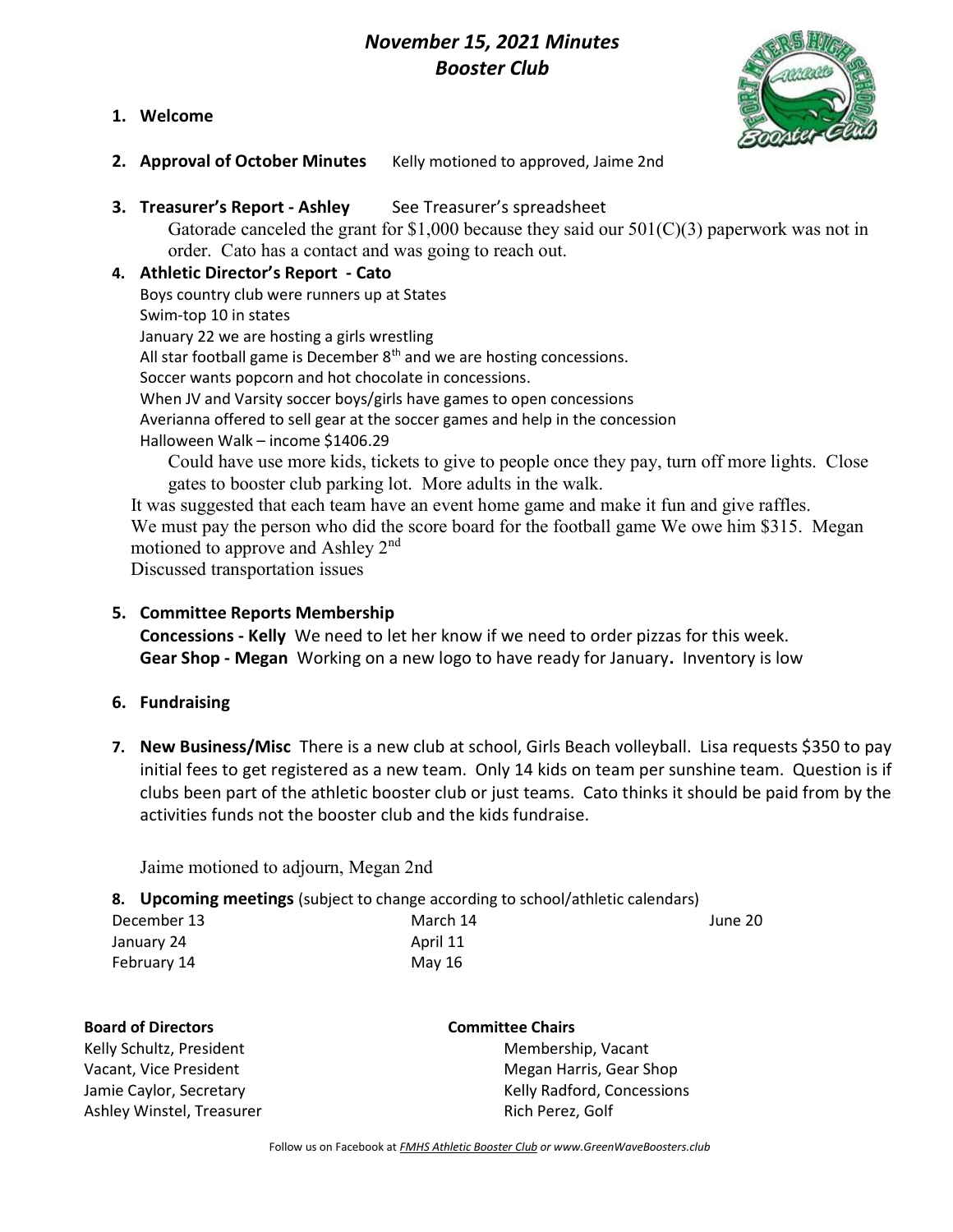# *November 15, 2021 Minutes*
# *Booster Club*

1. **Welcome**

2. **Approval of October Minutes** Kelly motioned to approved, Jaime 2nd

3. **Treasurer's Report - Ashley** See Treasurer's spreadsheet

   Gatorade canceled the grant for $1,000 because they said our 501(C)(3) paperwork was not in order. Cato has a contact and was going to reach out.

4. **Athletic Director's Report - Cato**

   Boys country club were runners up at States

   Swim-top 10 in states

   January 22 we are hosting a girls wrestling

   All star football game is December 8th and we are hosting concessions.

   Soccer wants popcorn and hot chocolate in concessions.

   When JV and Varsity soccer boys/girls have games to open concessions

   Averianna offered to sell gear at the soccer games and help in the concession

   Halloween Walk – income $1406.29

   Could have use more kids, tickets to give to people once they pay, turn off more lights. Close gates to booster club parking lot. More adults in the walk.

   It was suggested that each team have an event home game and make it fun and give raffles.

   We must pay the person who did the score board for the football game We owe him $315. Megan motioned to approve and Ashley 2nd

   Discussed transportation issues

5. **Committee Reports Membership**

   **Concessions - Kelly** We need to let her know if we need to order pizzas for this week.

   **Gear Shop - Megan** Working on a new logo to have ready for January**.** Inventory is low

6. **Fundraising**

7. **New Business/Misc** There is a new club at school, Girls Beach volleyball. Lisa requests $350 to pay initial fees to get registered as a new team. Only 14 kids on team per sunshine team. Question is if clubs been part of the athletic booster club or just teams. Cato thinks it should be paid from by the activities funds not the booster club and the kids fundraise.

   Jaime motioned to adjourn, Megan 2nd

8. **Upcoming meetings** (subject to change according to school/athletic calendars)

| | | |
|---|---|---|
| December 13 | March 14 | June 20 |
| January 24 | April 11 | |
| February 14 | May 16 | |

**Board of Directors**

Kelly Schultz, President

Vacant, Vice President

Jamie Caylor, Secretary

Ashley Winstel, Treasurer

**Committee Chairs**

Membership, Vacant

Megan Harris, Gear Shop

Kelly Radford, Concessions

Rich Perez, Golf

Follow us on Facebook at *FMHS Athletic Booster Club or www.GreenWaveBoosters.club*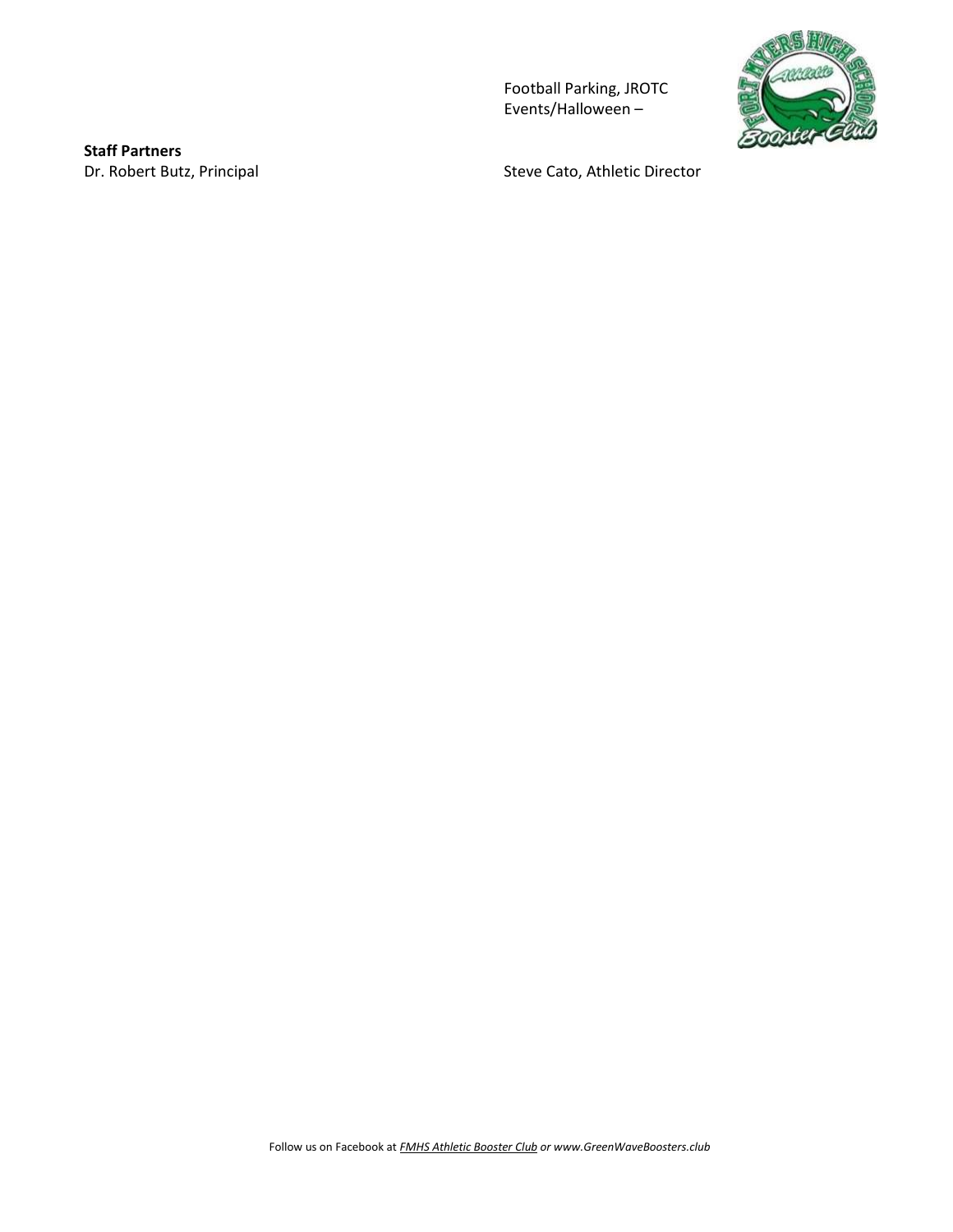Football Parking, JROTC Events/Halloween –

**Staff Partners**

Dr. Robert Butz, Principal

Steve Cato, Athletic Director

Follow us on Facebook at *FMHS Athletic Booster Club or www.GreenWaveBoosters.club*